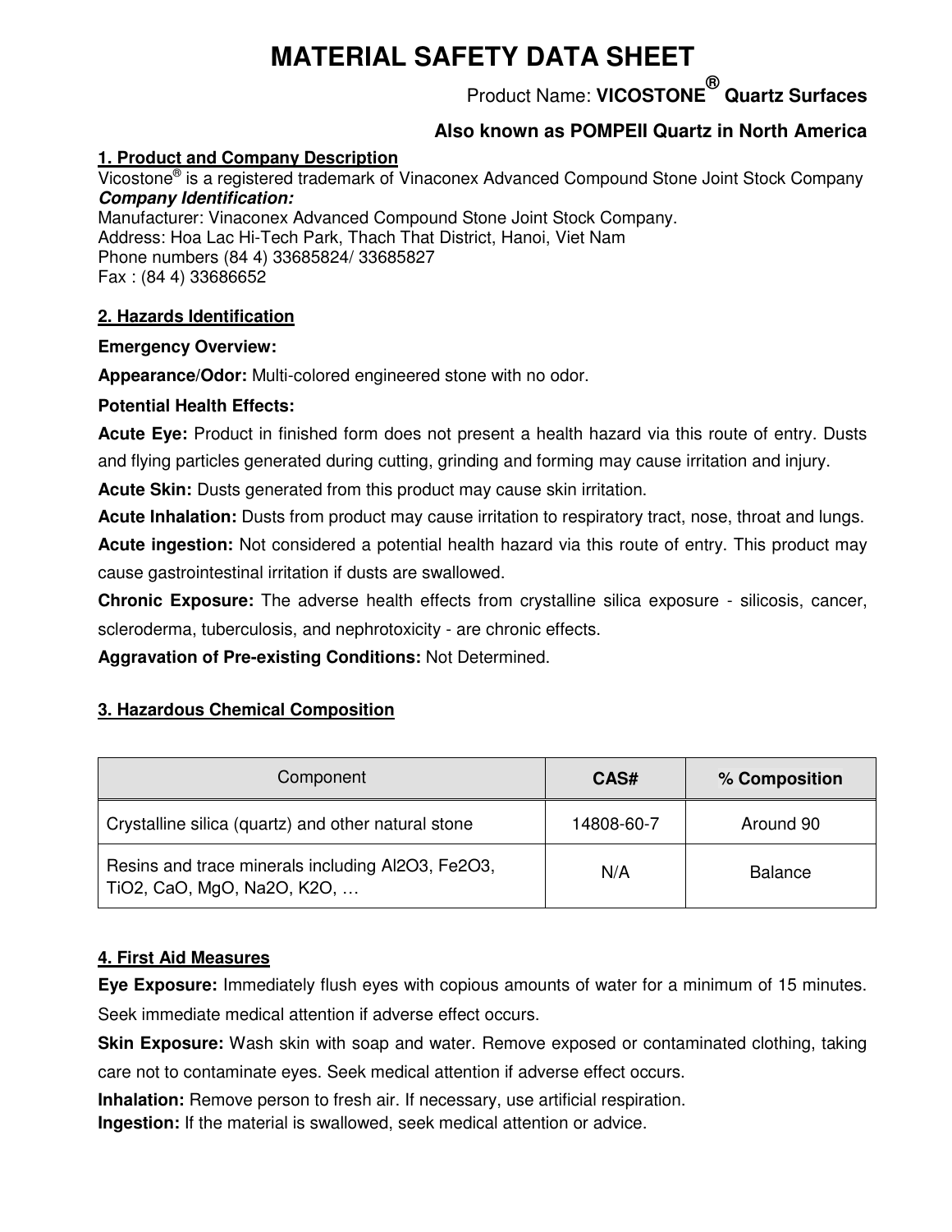# MATERIAL SAFETY DATA SHEET

Product Name: **VICOSTONE® Quartz Surfaces**

**Also known as POMPEII Quartz in North America**

## 1. Product and Company Description

Vicostone® is a registered trademark of Vinaconex Advanced Compound Stone Joint Stock Company

***Company Identification:***

Manufacturer: Vinaconex Advanced Compound Stone Joint Stock Company.
Address: Hoa Lac Hi-Tech Park, Thach That District, Hanoi, Viet Nam
Phone numbers (84 4) 33685824/ 33685827
Fax : (84 4) 33686652

## 2. Hazards Identification

**Emergency Overview:**

**Appearance/Odor:** Multi-colored engineered stone with no odor.

**Potential Health Effects:**

**Acute Eye:** Product in finished form does not present a health hazard via this route of entry. Dusts and flying particles generated during cutting, grinding and forming may cause irritation and injury.

**Acute Skin:** Dusts generated from this product may cause skin irritation.

**Acute Inhalation:** Dusts from product may cause irritation to respiratory tract, nose, throat and lungs.

**Acute ingestion:** Not considered a potential health hazard via this route of entry. This product may cause gastrointestinal irritation if dusts are swallowed.

**Chronic Exposure:** The adverse health effects from crystalline silica exposure - silicosis, cancer, scleroderma, tuberculosis, and nephrotoxicity - are chronic effects.

**Aggravation of Pre-existing Conditions:** Not Determined.

## 3. Hazardous Chemical Composition

| Component | **CAS#** | **% Composition** |
|---|---|---|
| Crystalline silica (quartz) and other natural stone | 14808-60-7 | Around 90 |
| Resins and trace minerals including $Al_2O_3$, $Fe_2O_3$, $TiO_2$, $CaO$, $MgO$, $Na_2O$, $K_2O$, … | N/A | Balance |

## 4. First Aid Measures

**Eye Exposure:** Immediately flush eyes with copious amounts of water for a minimum of 15 minutes. Seek immediate medical attention if adverse effect occurs.

**Skin Exposure:** Wash skin with soap and water. Remove exposed or contaminated clothing, taking care not to contaminate eyes. Seek medical attention if adverse effect occurs.

**Inhalation:** Remove person to fresh air. If necessary, use artificial respiration.

**Ingestion:** If the material is swallowed, seek medical attention or advice.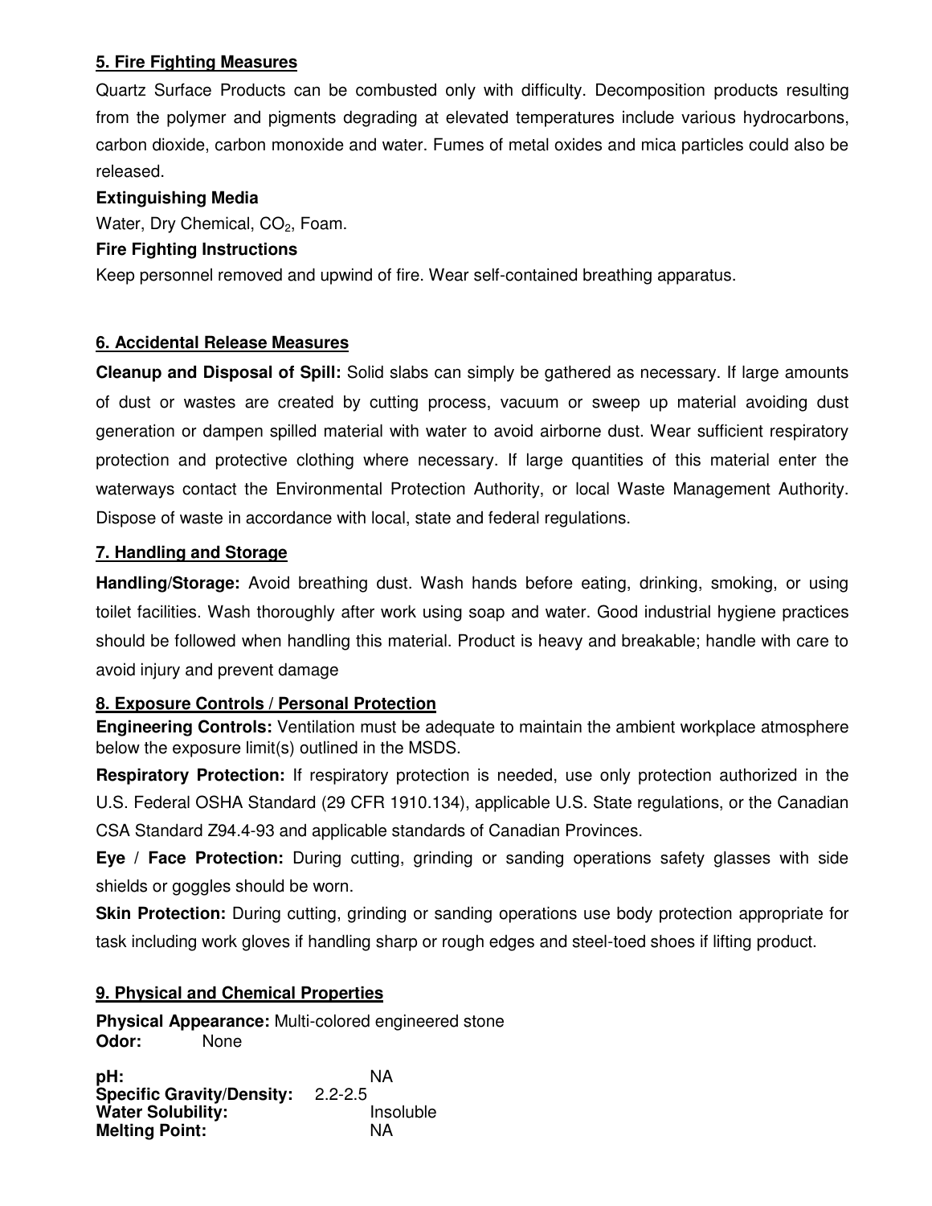## 5. Fire Fighting Measures

Quartz Surface Products can be combusted only with difficulty. Decomposition products resulting from the polymer and pigments degrading at elevated temperatures include various hydrocarbons, carbon dioxide, carbon monoxide and water. Fumes of metal oxides and mica particles could also be released.

**Extinguishing Media**

Water, Dry Chemical, $CO_2$, Foam.

**Fire Fighting Instructions**

Keep personnel removed and upwind of fire. Wear self-contained breathing apparatus.

## 6. Accidental Release Measures

**Cleanup and Disposal of Spill:** Solid slabs can simply be gathered as necessary. If large amounts of dust or wastes are created by cutting process, vacuum or sweep up material avoiding dust generation or dampen spilled material with water to avoid airborne dust. Wear sufficient respiratory protection and protective clothing where necessary. If large quantities of this material enter the waterways contact the Environmental Protection Authority, or local Waste Management Authority. Dispose of waste in accordance with local, state and federal regulations.

## 7. Handling and Storage

**Handling/Storage:** Avoid breathing dust. Wash hands before eating, drinking, smoking, or using toilet facilities. Wash thoroughly after work using soap and water. Good industrial hygiene practices should be followed when handling this material. Product is heavy and breakable; handle with care to avoid injury and prevent damage

## 8. Exposure Controls / Personal Protection

**Engineering Controls:** Ventilation must be adequate to maintain the ambient workplace atmosphere below the exposure limit(s) outlined in the MSDS.

**Respiratory Protection:** If respiratory protection is needed, use only protection authorized in the U.S. Federal OSHA Standard (29 CFR 1910.134), applicable U.S. State regulations, or the Canadian CSA Standard Z94.4-93 and applicable standards of Canadian Provinces.

**Eye / Face Protection:** During cutting, grinding or sanding operations safety glasses with side shields or goggles should be worn.

**Skin Protection:** During cutting, grinding or sanding operations use body protection appropriate for task including work gloves if handling sharp or rough edges and steel-toed shoes if lifting product.

## 9. Physical and Chemical Properties

**Physical Appearance:** Multi-colored engineered stone
**Odor:** None

**pH:** NA
**Specific Gravity/Density:** 2.2-2.5
**Water Solubility:** Insoluble
**Melting Point:** NA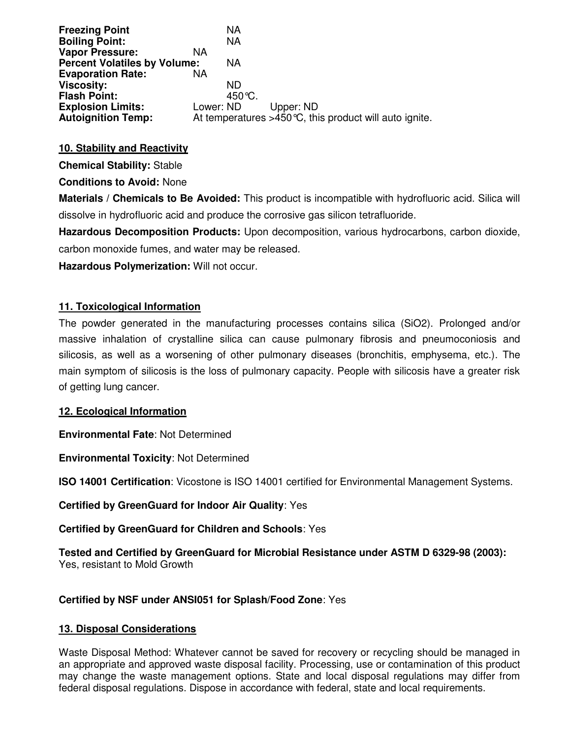**Freezing Point** NA
**Boiling Point:** NA
**Vapor Pressure:** NA
**Percent Volatiles by Volume:** NA
**Evaporation Rate:** NA
**Viscosity:** ND
**Flash Point:** 450℃.
**Explosion Limits:** Lower: ND Upper: ND
**Autoignition Temp:** At temperatures >450℃, this product will auto ignite.

## 10. Stability and Reactivity

**Chemical Stability:** Stable

**Conditions to Avoid:** None

**Materials / Chemicals to Be Avoided:** This product is incompatible with hydrofluoric acid. Silica will dissolve in hydrofluoric acid and produce the corrosive gas silicon tetrafluoride.

**Hazardous Decomposition Products:** Upon decomposition, various hydrocarbons, carbon dioxide, carbon monoxide fumes, and water may be released.

**Hazardous Polymerization:** Will not occur.

## 11. Toxicological Information

The powder generated in the manufacturing processes contains silica ($SiO_2$). Prolonged and/or massive inhalation of crystalline silica can cause pulmonary fibrosis and pneumoconiosis and silicosis, as well as a worsening of other pulmonary diseases (bronchitis, emphysema, etc.). The main symptom of silicosis is the loss of pulmonary capacity. People with silicosis have a greater risk of getting lung cancer.

## 12. Ecological Information

**Environmental Fate**: Not Determined

**Environmental Toxicity**: Not Determined

**ISO 14001 Certification**: Vicostone is ISO 14001 certified for Environmental Management Systems.

**Certified by GreenGuard for Indoor Air Quality**: Yes

**Certified by GreenGuard for Children and Schools**: Yes

**Tested and Certified by GreenGuard for Microbial Resistance under ASTM D 6329-98 (2003):** Yes, resistant to Mold Growth

**Certified by NSF under ANSI051 for Splash/Food Zone**: Yes

## 13. Disposal Considerations

Waste Disposal Method: Whatever cannot be saved for recovery or recycling should be managed in an appropriate and approved waste disposal facility. Processing, use or contamination of this product may change the waste management options. State and local disposal regulations may differ from federal disposal regulations. Dispose in accordance with federal, state and local requirements.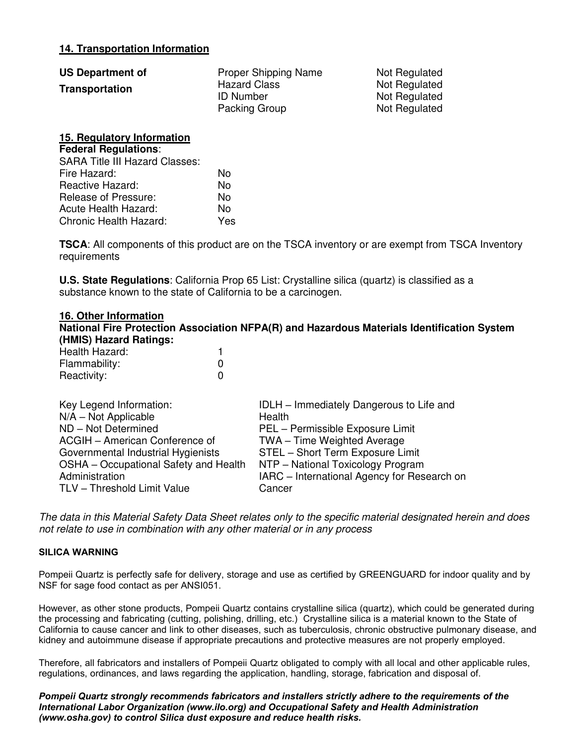## 14. Transportation Information

| | | |
|---|---|---|
| **US Department of Transportation** | Proper Shipping Name | Not Regulated |
| | Hazard Class | Not Regulated |
| | ID Number | Not Regulated |
| | Packing Group | Not Regulated |

## 15. Regulatory Information

**Federal Regulations**:

SARA Title III Hazard Classes:

| | |
|---|---|
| Fire Hazard: | No |
| Reactive Hazard: | No |
| Release of Pressure: | No |
| Acute Health Hazard: | No |
| Chronic Health Hazard: | Yes |

**TSCA**: All components of this product are on the TSCA inventory or are exempt from TSCA Inventory requirements

**U.S. State Regulations**: California Prop 65 List: Crystalline silica (quartz) is classified as a substance known to the state of California to be a carcinogen.

## 16. Other Information

**National Fire Protection Association NFPA(R) and Hazardous Materials Identification System (HMIS) Hazard Ratings:**

| | |
|---|---|
| Health Hazard: | 1 |
| Flammability: | 0 |
| Reactivity: | 0 |

Key Legend Information:
N/A – Not Applicable
ND – Not Determined
ACGIH – American Conference of Governmental Industrial Hygienists
OSHA – Occupational Safety and Health Administration
TLV – Threshold Limit Value
IDLH – Immediately Dangerous to Life and Health
PEL – Permissible Exposure Limit
TWA – Time Weighted Average
STEL – Short Term Exposure Limit
NTP – National Toxicology Program
IARC – International Agency for Research on Cancer

*The data in this Material Safety Data Sheet relates only to the specific material designated herein and does not relate to use in combination with any other material or in any process*

**SILICA WARNING**

Pompeii Quartz is perfectly safe for delivery, storage and use as certified by GREENGUARD for indoor quality and by NSF for sage food contact as per ANSI051.

However, as other stone products, Pompeii Quartz contains crystalline silica (quartz), which could be generated during the processing and fabricating (cutting, polishing, drilling, etc.) Crystalline silica is a material known to the State of California to cause cancer and link to other diseases, such as tuberculosis, chronic obstructive pulmonary disease, and kidney and autoimmune disease if appropriate precautions and protective measures are not properly employed.

Therefore, all fabricators and installers of Pompeii Quartz obligated to comply with all local and other applicable rules, regulations, ordinances, and laws regarding the application, handling, storage, fabrication and disposal of.

***Pompeii Quartz strongly recommends fabricators and installers strictly adhere to the requirements of the International Labor Organization (www.ilo.org) and Occupational Safety and Health Administration (www.osha.gov) to control Silica dust exposure and reduce health risks.***